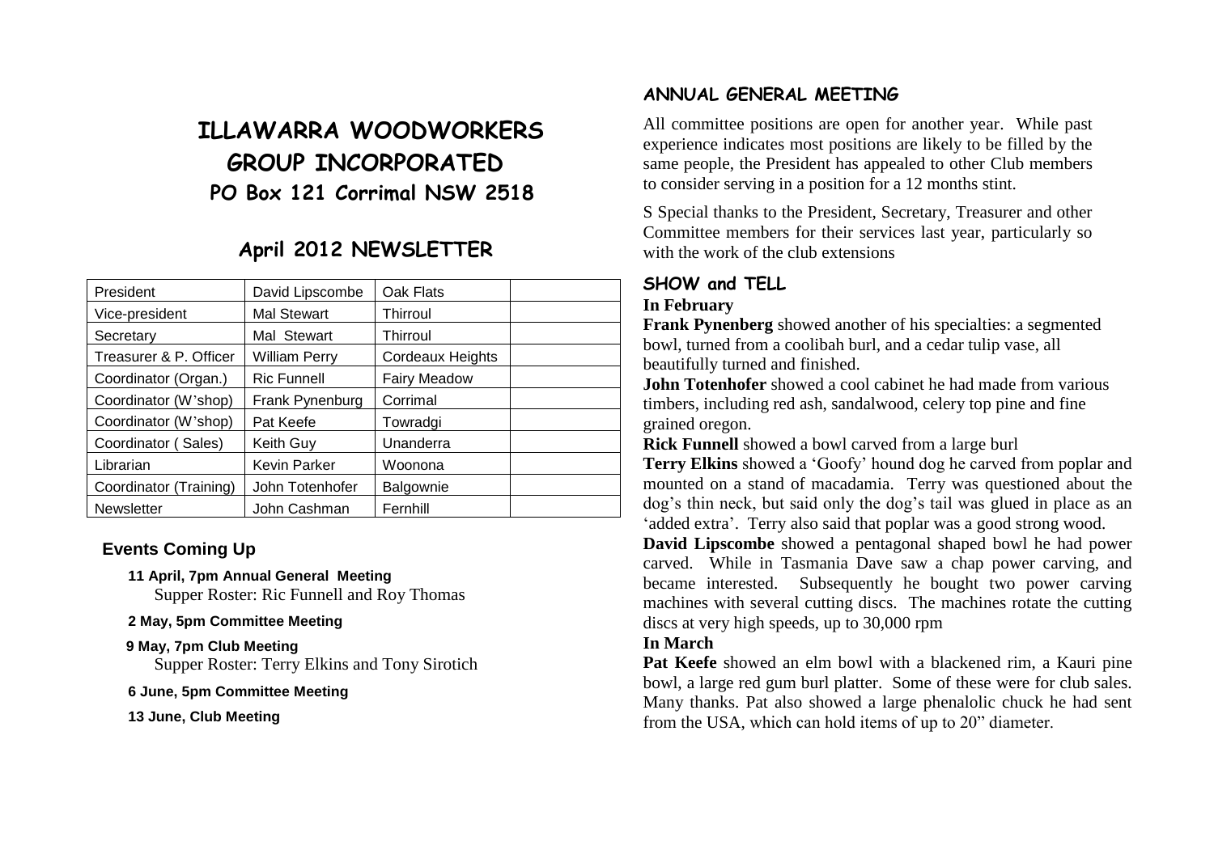# ILLAWARRA WOODWORKERS GROUP INCORPORATED

## PO Box 121 Corrimal NSW 2518

## April 2012 NEWSLETTER

| President | David Lipscombe | Oak Flats | |
|---|---|---|---|
| Vice-president | Mal Stewart | Thirroul | |
| Secretary | Mal Stewart | Thirroul | |
| Treasurer & P. Officer | William Perry | Cordeaux Heights | |
| Coordinator (Organ.) | Ric Funnell | Fairy Meadow | |
| Coordinator (W'shop) | Frank Pynenburg | Corrimal | |
| Coordinator (W'shop) | Pat Keefe | Towradgi | |
| Coordinator ( Sales) | Keith Guy | Unanderra | |
| Librarian | Kevin Parker | Woonona | |
| Coordinator (Training) | John Totenhofer | Balgownie | |
| Newsletter | John Cashman | Fernhill | |

### Events Coming Up

**11 April, 7pm Annual General Meeting**
Supper Roster: Ric Funnell and Roy Thomas

**2 May, 5pm Committee Meeting**

**9 May, 7pm Club Meeting**
Supper Roster: Terry Elkins and Tony Sirotich

**6 June, 5pm Committee Meeting**

**13 June, Club Meeting**

### ANNUAL GENERAL MEETING

All committee positions are open for another year. While past experience indicates most positions are likely to be filled by the same people, the President has appealed to other Club members to consider serving in a position for a 12 months stint.

S Special thanks to the President, Secretary, Treasurer and other Committee members for their services last year, particularly so with the work of the club extensions

### SHOW and TELL

**In February**

**Frank Pynenberg** showed another of his specialties: a segmented bowl, turned from a coolibah burl, and a cedar tulip vase, all beautifully turned and finished.

**John Totenhofer** showed a cool cabinet he had made from various timbers, including red ash, sandalwood, celery top pine and fine grained oregon.

**Rick Funnell** showed a bowl carved from a large burl

**Terry Elkins** showed a 'Goofy' hound dog he carved from poplar and mounted on a stand of macadamia. Terry was questioned about the dog's thin neck, but said only the dog's tail was glued in place as an 'added extra'. Terry also said that poplar was a good strong wood.

**David Lipscombe** showed a pentagonal shaped bowl he had power carved. While in Tasmania Dave saw a chap power carving, and became interested. Subsequently he bought two power carving machines with several cutting discs. The machines rotate the cutting discs at very high speeds, up to 30,000 rpm

**In March**

**Pat Keefe** showed an elm bowl with a blackened rim, a Kauri pine bowl, a large red gum burl platter. Some of these were for club sales. Many thanks. Pat also showed a large phenalolic chuck he had sent from the USA, which can hold items of up to 20" diameter.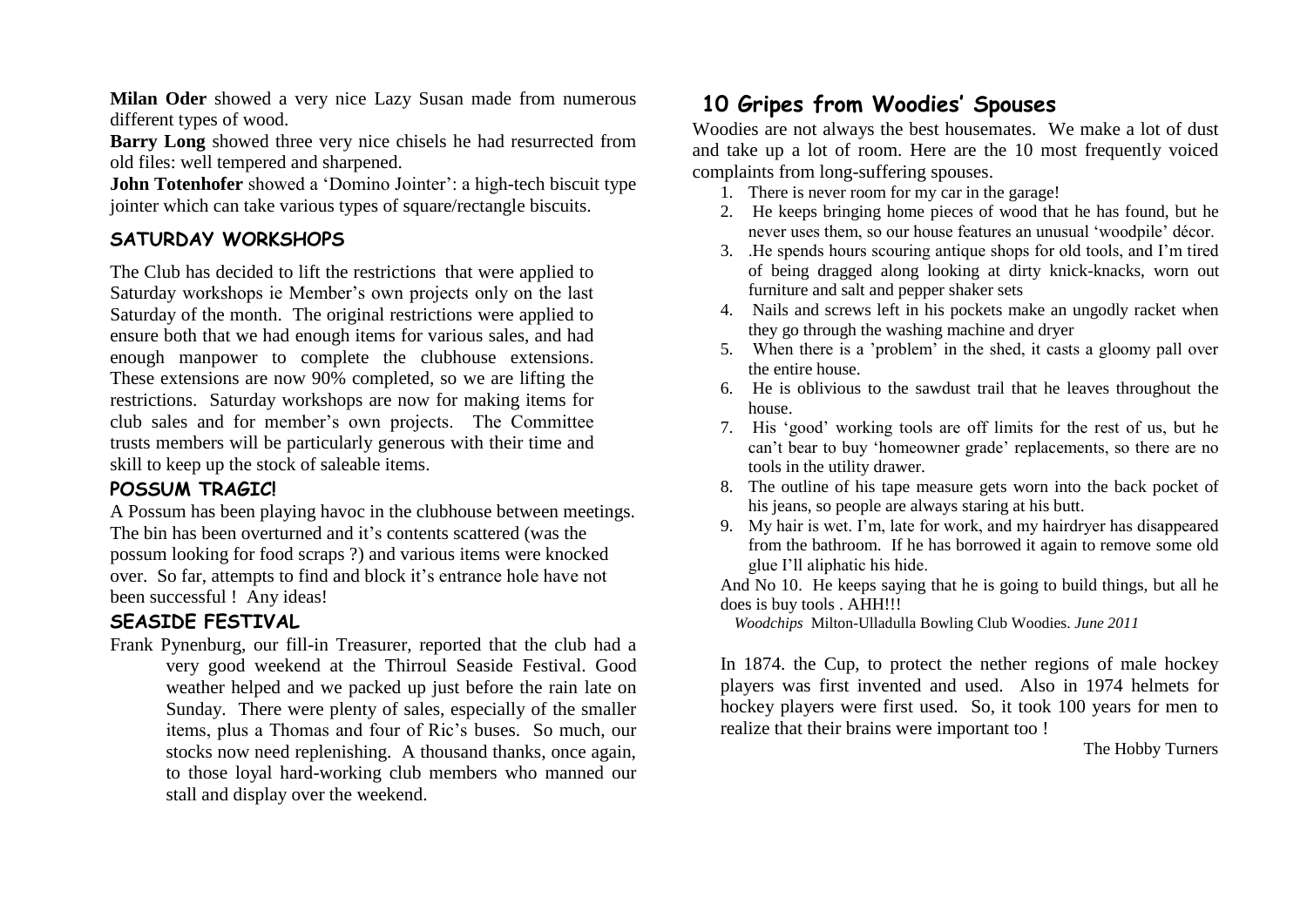**Milan Oder** showed a very nice Lazy Susan made from numerous different types of wood.

**Barry Long** showed three very nice chisels he had resurrected from old files: well tempered and sharpened.

**John Totenhofer** showed a 'Domino Jointer': a high-tech biscuit type jointer which can take various types of square/rectangle biscuits.

### SATURDAY WORKSHOPS

The Club has decided to lift the restrictions that were applied to Saturday workshops ie Member's own projects only on the last Saturday of the month. The original restrictions were applied to ensure both that we had enough items for various sales, and had enough manpower to complete the clubhouse extensions. These extensions are now 90% completed, so we are lifting the restrictions. Saturday workshops are now for making items for club sales and for member's own projects. The Committee trusts members will be particularly generous with their time and skill to keep up the stock of saleable items.

### POSSUM TRAGIC!

A Possum has been playing havoc in the clubhouse between meetings. The bin has been overturned and it's contents scattered (was the possum looking for food scraps ?) and various items were knocked over. So far, attempts to find and block it's entrance hole have not been successful ! Any ideas!

### SEASIDE FESTIVAL

Frank Pynenburg, our fill-in Treasurer, reported that the club had a very good weekend at the Thirroul Seaside Festival. Good weather helped and we packed up just before the rain late on Sunday. There were plenty of sales, especially of the smaller items, plus a Thomas and four of Ric's buses. So much, our stocks now need replenishing. A thousand thanks, once again, to those loyal hard-working club members who manned our stall and display over the weekend.

## 10 Gripes from Woodies' Spouses

Woodies are not always the best housemates. We make a lot of dust and take up a lot of room. Here are the 10 most frequently voiced complaints from long-suffering spouses.

1. There is never room for my car in the garage!
2. He keeps bringing home pieces of wood that he has found, but he never uses them, so our house features an unusual 'woodpile' décor.
3. .He spends hours scouring antique shops for old tools, and I'm tired of being dragged along looking at dirty knick-knacks, worn out furniture and salt and pepper shaker sets
4. Nails and screws left in his pockets make an ungodly racket when they go through the washing machine and dryer
5. When there is a 'problem' in the shed, it casts a gloomy pall over the entire house.
6. He is oblivious to the sawdust trail that he leaves throughout the house.
7. His 'good' working tools are off limits for the rest of us, but he can't bear to buy 'homeowner grade' replacements, so there are no tools in the utility drawer.
8. The outline of his tape measure gets worn into the back pocket of his jeans, so people are always staring at his butt.
9. My hair is wet. I'm, late for work, and my hairdryer has disappeared from the bathroom. If he has borrowed it again to remove some old glue I'll aliphatic his hide.

And No 10. He keeps saying that he is going to build things, but all he does is buy tools . AHH!!!

*Woodchips* Milton-Ulladulla Bowling Club Woodies. *June 2011*

In 1874. the Cup, to protect the nether regions of male hockey players was first invented and used. Also in 1974 helmets for hockey players were first used. So, it took 100 years for men to realize that their brains were important too !

The Hobby Turners